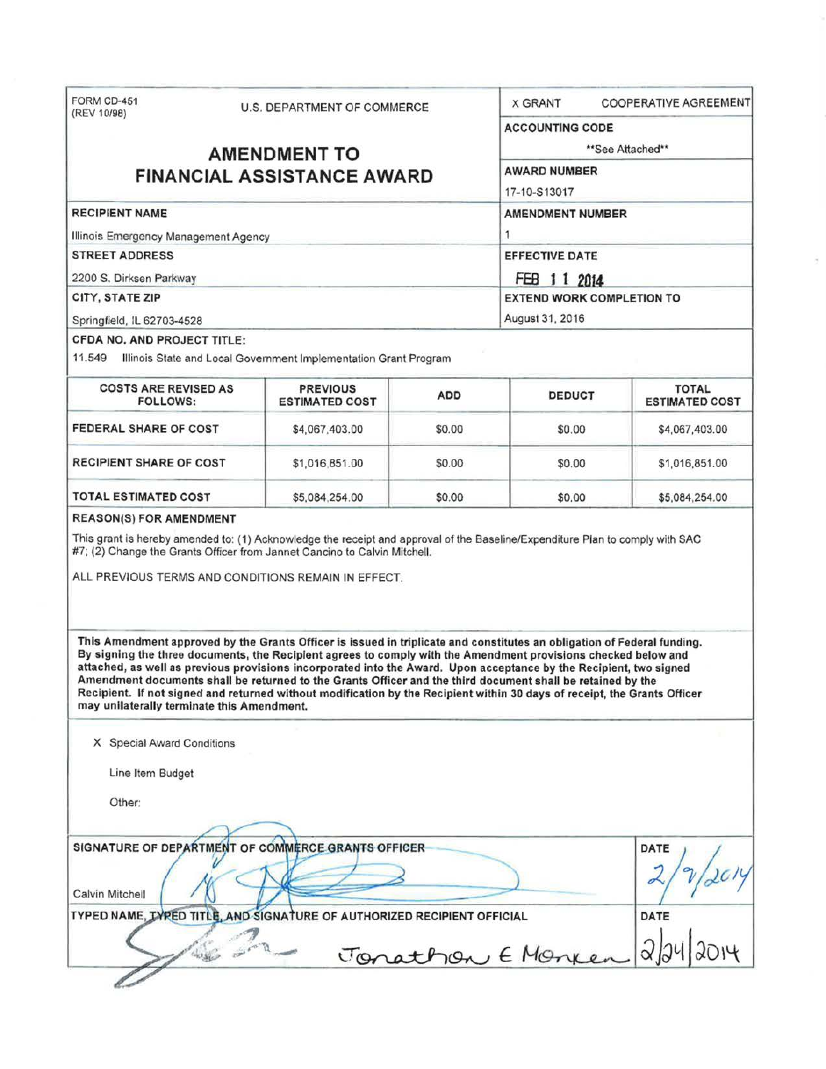FORM CD-451
(REV 10/98)

U.S. DEPARTMENT OF COMMERCE

# AMENDMENT TO FINANCIAL ASSISTANCE AWARD

X GRANT    COOPERATIVE AGREEMENT

**ACCOUNTING CODE**
**See Attached**

**AWARD NUMBER**
17-10-S13017

**RECIPIENT NAME**
Illinois Emergency Management Agency

**AMENDMENT NUMBER**
1

**STREET ADDRESS**
2200 S. Dirksen Parkway

**EFFECTIVE DATE**
FEB 11 2014

**CITY, STATE ZIP**
Springfield, IL 62703-4528

**EXTEND WORK COMPLETION TO**
August 31, 2016

**CFDA NO. AND PROJECT TITLE:**
11.549 Illinois State and Local Government Implementation Grant Program

| COSTS ARE REVISED AS FOLLOWS: | PREVIOUS ESTIMATED COST | ADD | DEDUCT | TOTAL ESTIMATED COST |
|---|---|---|---|---|
| FEDERAL SHARE OF COST | $4,067,403.00 | $0.00 | $0.00 | $4,067,403.00 |
| RECIPIENT SHARE OF COST | $1,016,851.00 | $0.00 | $0.00 | $1,016,851.00 |
| TOTAL ESTIMATED COST | $5,084,254.00 | $0.00 | $0.00 | $5,084,254.00 |

**REASON(S) FOR AMENDMENT**

This grant is hereby amended to: (1) Acknowledge the receipt and approval of the Baseline/Expenditure Plan to comply with SAC #7; (2) Change the Grants Officer from Jannet Cancino to Calvin Mitchell.

ALL PREVIOUS TERMS AND CONDITIONS REMAIN IN EFFECT.

**This Amendment approved by the Grants Officer is issued in triplicate and constitutes an obligation of Federal funding. By signing the three documents, the Recipient agrees to comply with the Amendment provisions checked below and attached, as well as previous provisions incorporated into the Award. Upon acceptance by the Recipient, two signed Amendment documents shall be returned to the Grants Officer and the third document shall be retained by the Recipient. If not signed and returned without modification by the Recipient within 30 days of receipt, the Grants Officer may unilaterally terminate this Amendment.**

X Special Award Conditions

Line Item Budget

Other:

**SIGNATURE OF DEPARTMENT OF COMMERCE GRANTS OFFICER**
Calvin Mitchell

**DATE**
2/9/2014

**TYPED NAME, TYPED TITLE, AND SIGNATURE OF AUTHORIZED RECIPIENT OFFICIAL**
Jonathon E Monken

**DATE**
2/24/2014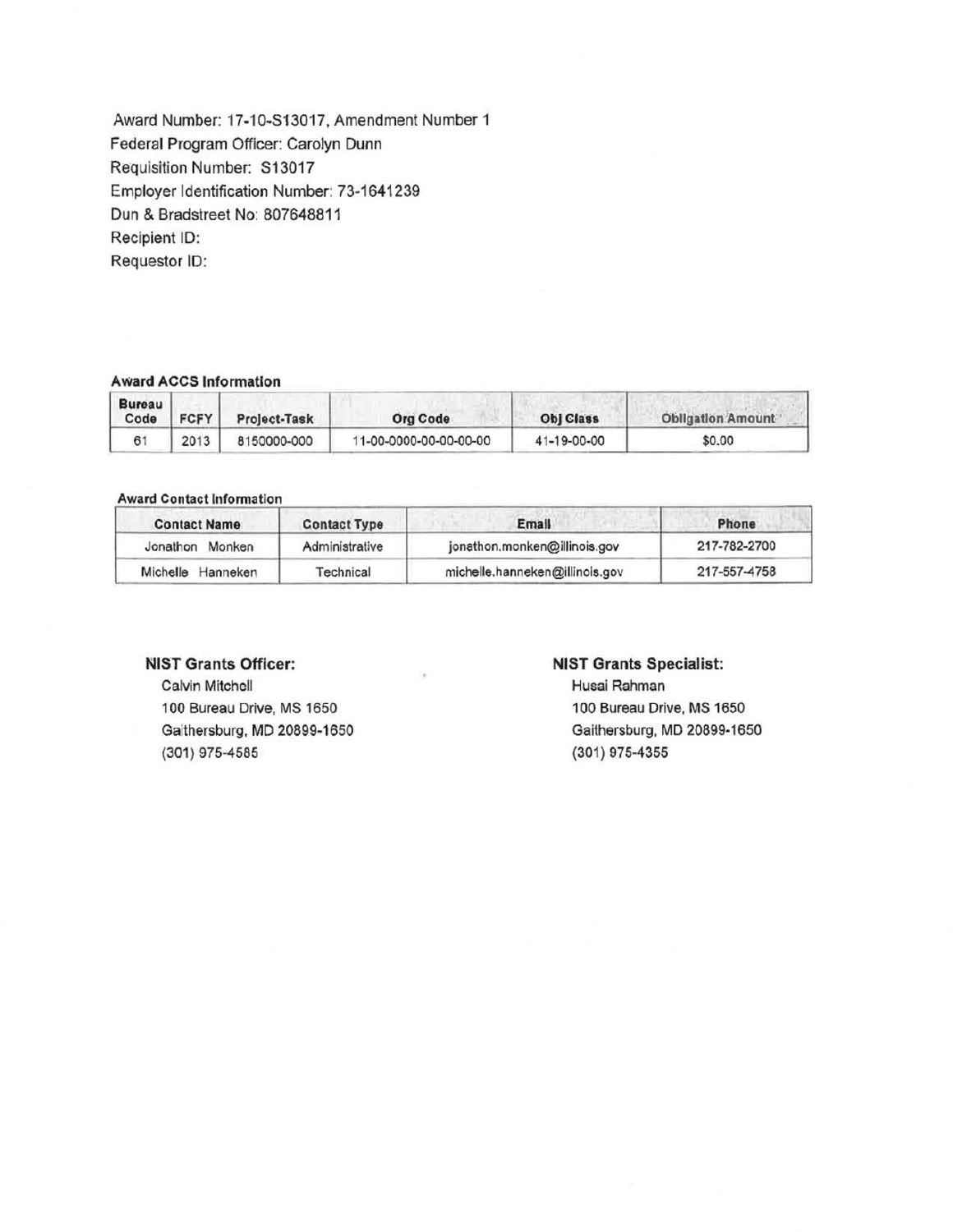Award Number: 17-10-S13017, Amendment Number 1
Federal Program Officer: Carolyn Dunn
Requisition Number: S13017
Employer Identification Number: 73-1641239
Dun & Bradstreet No: 807648811
Recipient ID:
Requestor ID:

**Award ACCS Information**

| Bureau Code | FCFY | Project-Task | Org Code | Obj Class | Obligation Amount |
|---|---|---|---|---|---|
| 61 | 2013 | 8150000-000 | 11-00-0000-00-00-00-00 | 41-19-00-00 | $0.00 |

**Award Contact Information**

| Contact Name | Contact Type | Email | Phone |
|---|---|---|---|
| Jonathon Monken | Administrative | jonathon.monken@illinois.gov | 217-782-2700 |
| Michelle Hanneken | Technical | michelle.hanneken@illinois.gov | 217-557-4758 |

**NIST Grants Officer:**
Calvin Mitchell
100 Bureau Drive, MS 1650
Gaithersburg, MD 20899-1650
(301) 975-4585

**NIST Grants Specialist:**
Husai Rahman
100 Bureau Drive, MS 1650
Gaithersburg, MD 20899-1650
(301) 975-4355